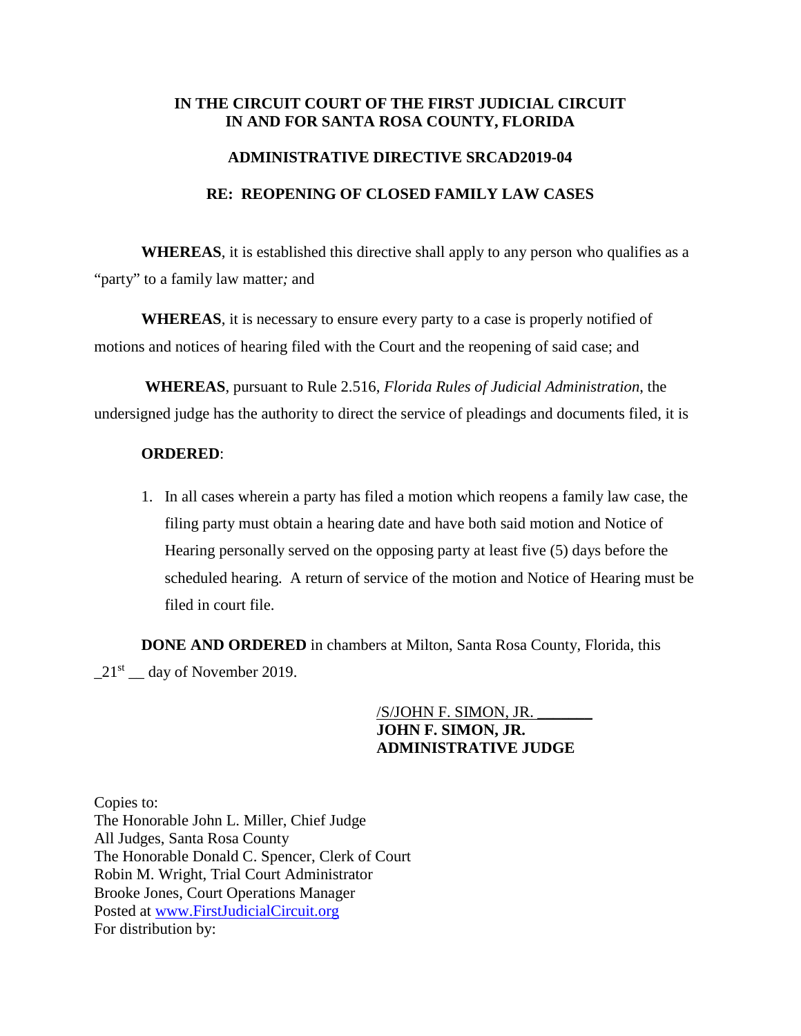**IN THE CIRCUIT COURT OF THE FIRST JUDICIAL CIRCUIT**
**IN AND FOR SANTA ROSA COUNTY, FLORIDA**

**ADMINISTRATIVE DIRECTIVE SRCAD2019-04**

**RE: REOPENING OF CLOSED FAMILY LAW CASES**

**WHEREAS**, it is established this directive shall apply to any person who qualifies as a "party" to a family law matter*;* and

**WHEREAS**, it is necessary to ensure every party to a case is properly notified of motions and notices of hearing filed with the Court and the reopening of said case; and

**WHEREAS**, pursuant to Rule 2.516, *Florida Rules of Judicial Administration*, the undersigned judge has the authority to direct the service of pleadings and documents filed, it is

**ORDERED**:

1. In all cases wherein a party has filed a motion which reopens a family law case, the filing party must obtain a hearing date and have both said motion and Notice of Hearing personally served on the opposing party at least five (5) days before the scheduled hearing. A return of service of the motion and Notice of Hearing must be filed in court file.

**DONE AND ORDERED** in chambers at Milton, Santa Rosa County, Florida, this _21st __ day of November 2019.

/S/JOHN F. SIMON, JR. _______
**JOHN F. SIMON, JR.**
**ADMINISTRATIVE JUDGE**

Copies to:
The Honorable John L. Miller, Chief Judge
All Judges, Santa Rosa County
The Honorable Donald C. Spencer, Clerk of Court
Robin M. Wright, Trial Court Administrator
Brooke Jones, Court Operations Manager
Posted at www.FirstJudicialCircuit.org
For distribution by: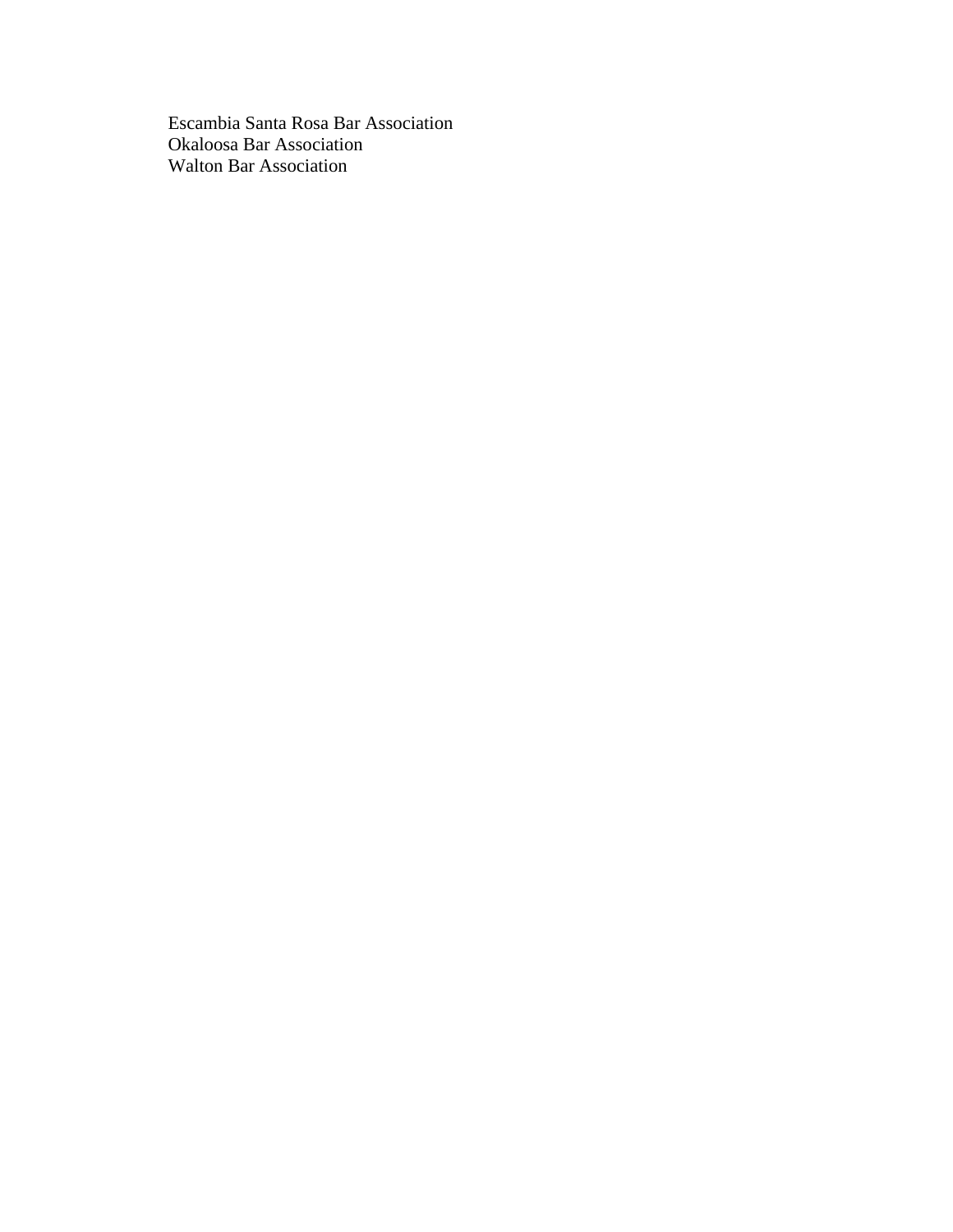Escambia Santa Rosa Bar Association
Okaloosa Bar Association
Walton Bar Association